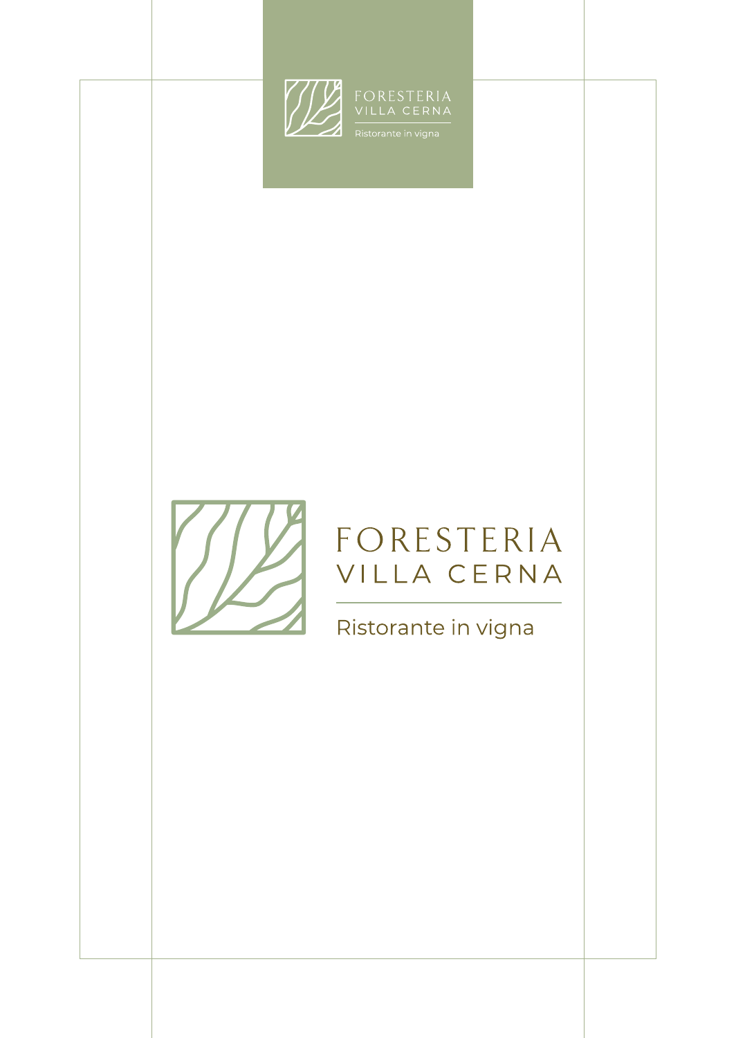FORESTERIA
VILLA CERNA

Ristorante in vigna

# FORESTERIA VILLA CERNA

Ristorante in vigna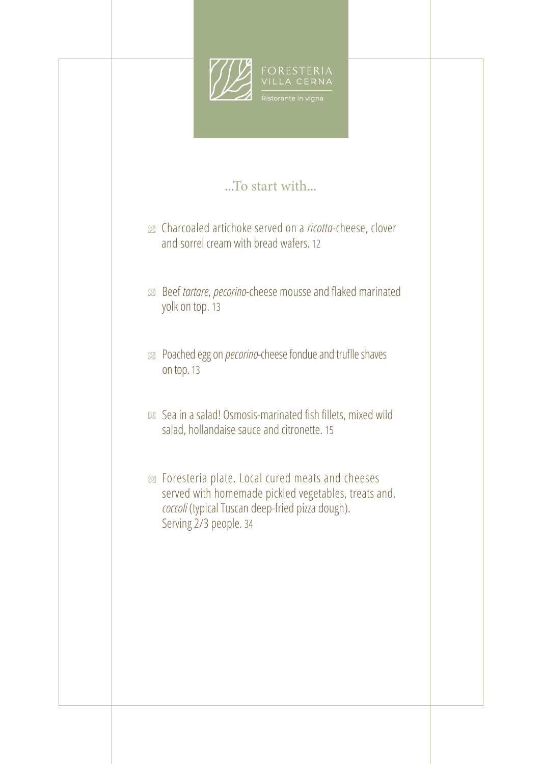FORESTERIA
VILLA CERNA
Ristorante in vigna

## ...To start with...

- Charcoaled artichoke served on a *ricotta*-cheese, clover and sorrel cream with bread wafers. 12

- Beef *tartare*, *pecorino*-cheese mousse and flaked marinated yolk on top. 13

- Poached egg on *pecorino*-cheese fondue and truflle shaves on top. 13

- Sea in a salad! Osmosis-marinated fish fillets, mixed wild salad, hollandaise sauce and citronette. 15

- Foresteria plate. Local cured meats and cheeses served with homemade pickled vegetables, treats and. *coccoli* (typical Tuscan deep-fried pizza dough). Serving 2/3 people. 34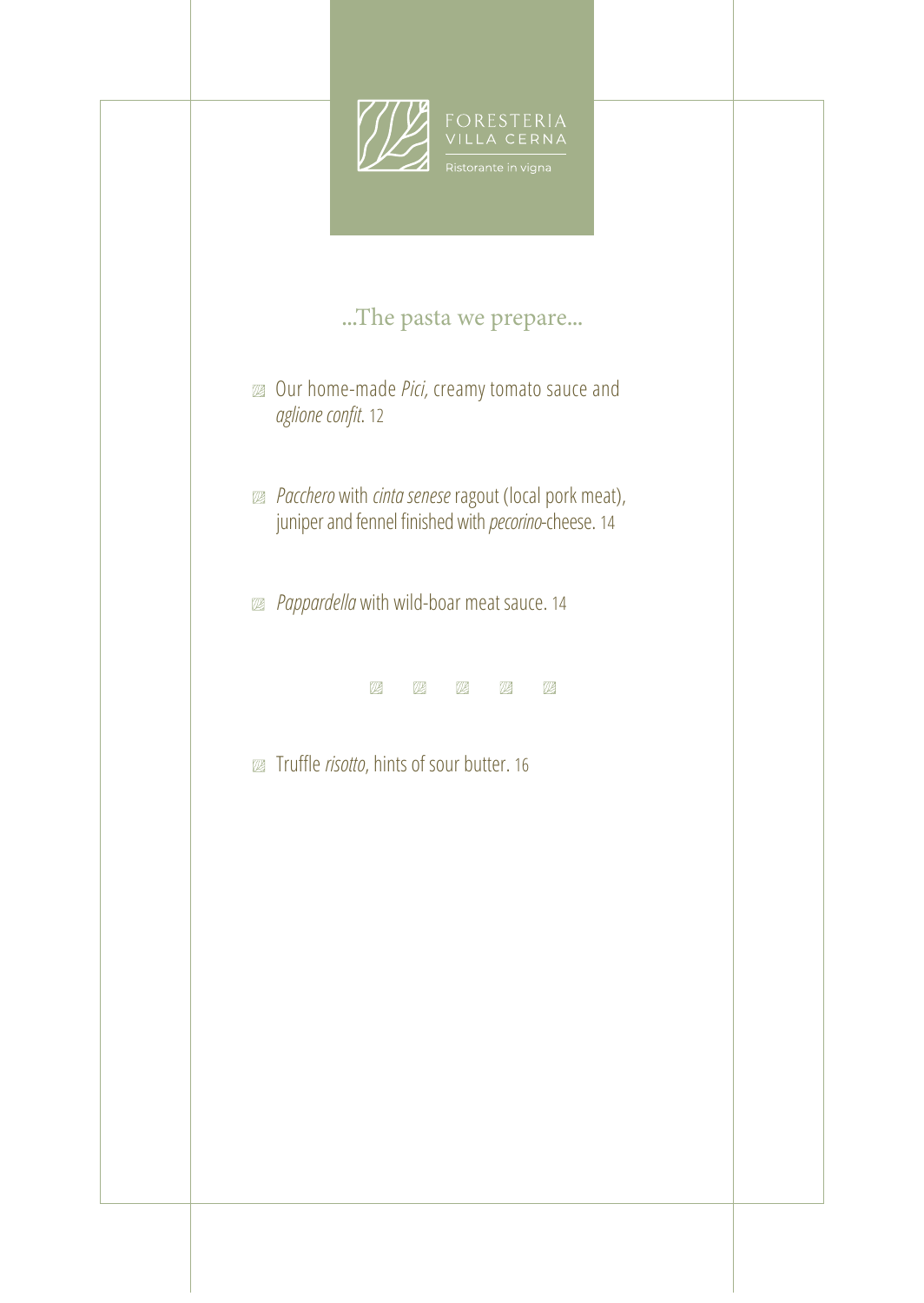FORESTERIA
VILLA CERNA
Ristorante in vigna

## ...The pasta we prepare...

- Our home-made *Pici,* creamy tomato sauce and *aglione confit*. 12

- *Pacchero* with *cinta senese* ragout (local pork meat), juniper and fennel finished with *pecorino*-cheese. 14

- *Pappardella* with wild-boar meat sauce. 14

- Truffle *risotto*, hints of sour butter. 16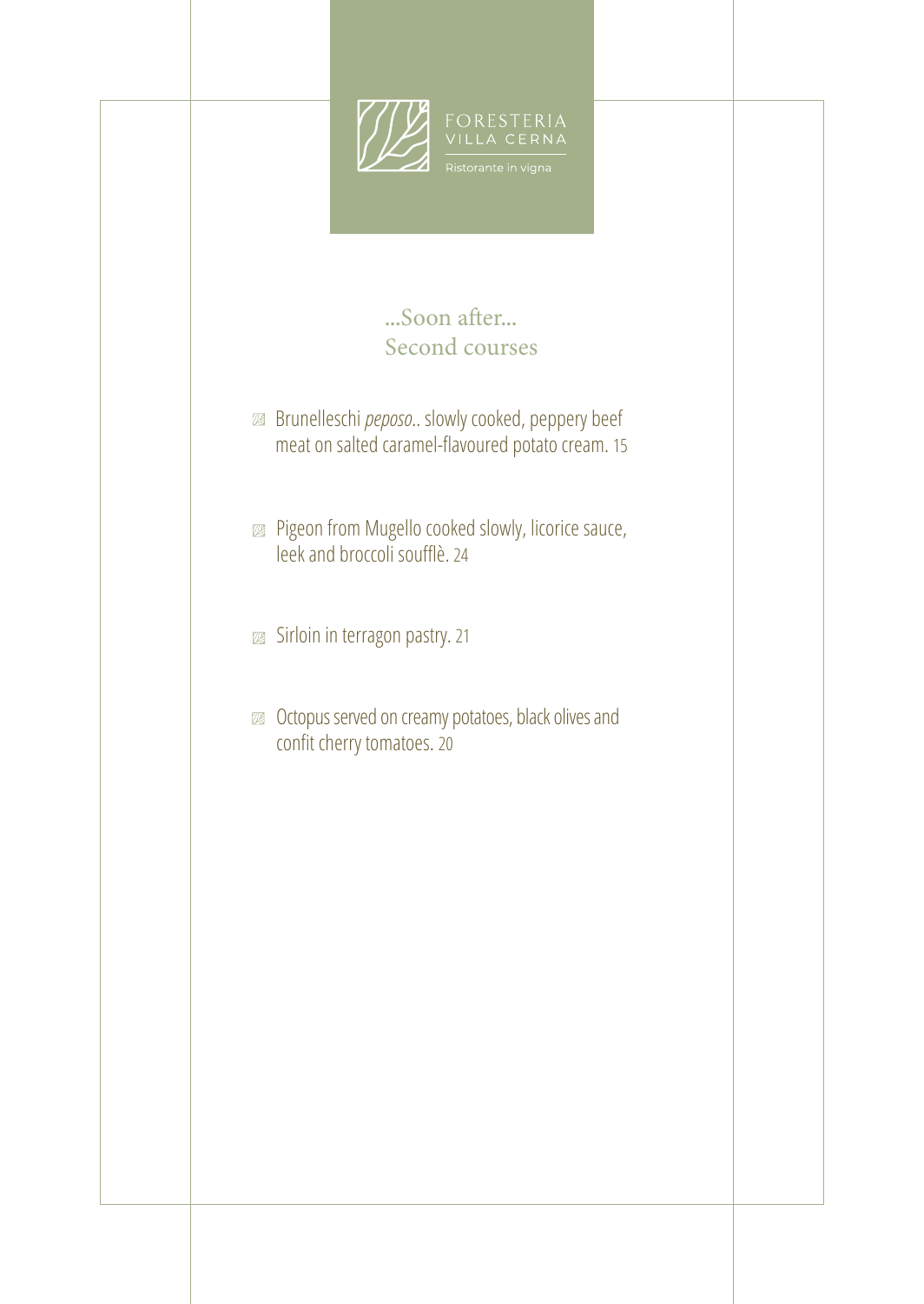FORESTERIA
VILLA CERNA
Ristorante in vigna

## ...Soon after...
## Second courses

- Brunelleschi *peposo*.. slowly cooked, peppery beef meat on salted caramel-flavoured potato cream. 15

- Pigeon from Mugello cooked slowly, licorice sauce, leek and broccoli soufflè. 24

- Sirloin in terragon pastry. 21

- Octopus served on creamy potatoes, black olives and confit cherry tomatoes. 20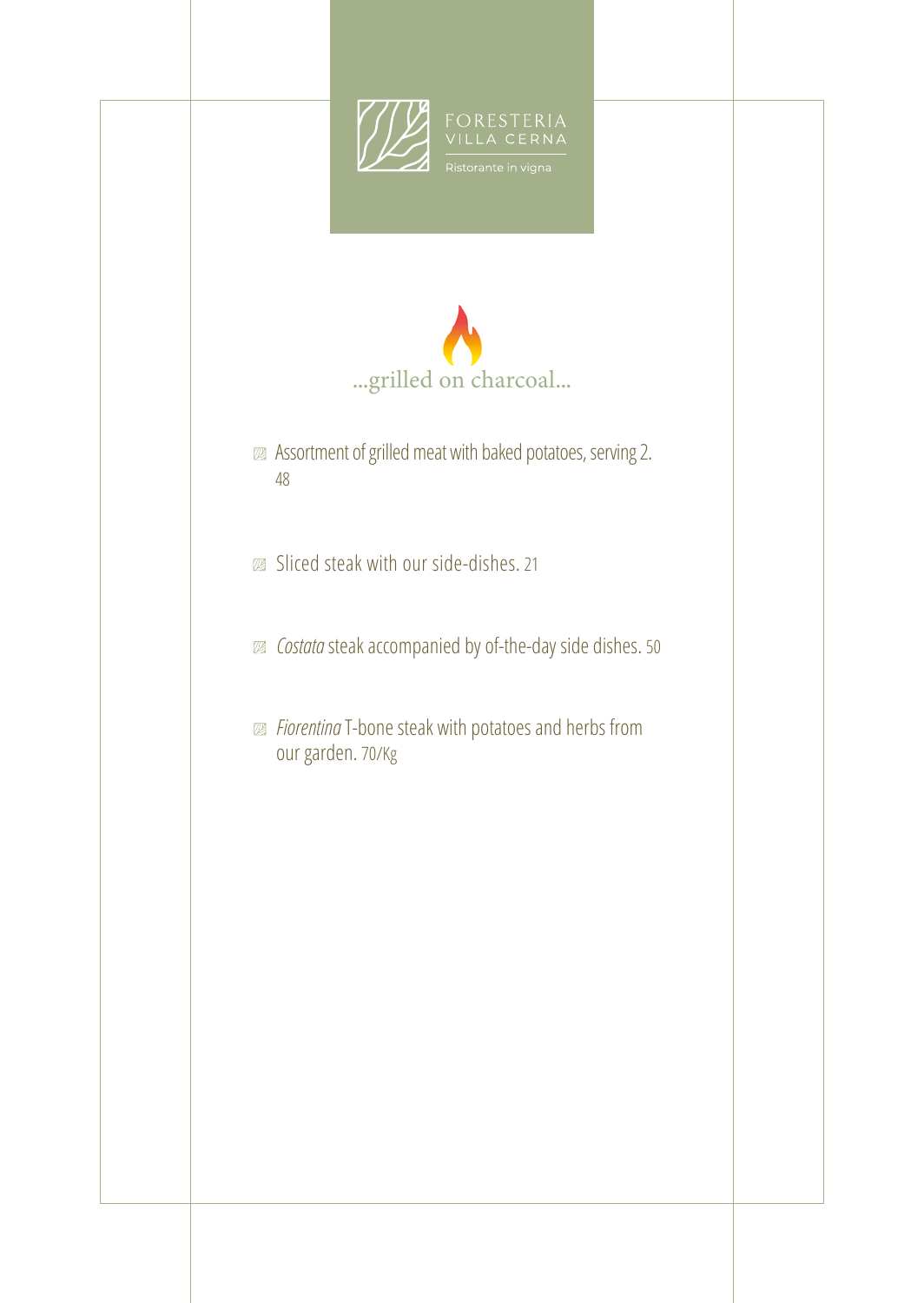FORESTERIA
VILLA CERNA
Ristorante in vigna

## ...grilled on charcoal...

- Assortment of grilled meat with baked potatoes, serving 2. 48

- Sliced steak with our side-dishes. 21

- *Costata* steak accompanied by of-the-day side dishes. 50

- *Fiorentina* T-bone steak with potatoes and herbs from our garden. 70/Kg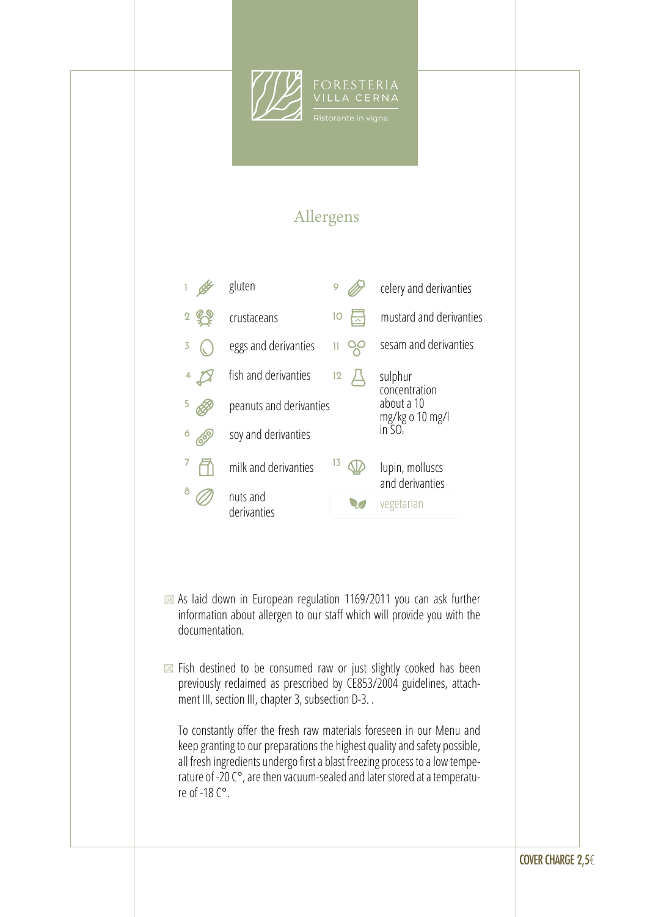FORESTERIA
VILLA CERNA
Ristorante in vigna

## Allergens

| | | | |
|---|---|---|---|
| 1 | gluten | 9 | celery and derivanties |
| 2 | crustaceans | 10 | mustard and derivanties |
| 3 | eggs and derivanties | 11 | sesam and derivanties |
| 4 | fish and derivanties | 12 | sulphur concentration about a 10 mg/kg o 10 mg/l in $SO_2$ |
| 5 | peanuts and derivanties | | |
| 6 | soy and derivanties | | |
| 7 | milk and derivanties | 13 | lupin, molluscs and derivanties |
| 8 | nuts and derivanties | | vegetarian |

As laid down in European regulation 1169/2011 you can ask further information about allergen to our staff which will provide you with the documentation.

Fish destined to be consumed raw or just slightly cooked has been previously reclaimed as prescribed by CE853/2004 guidelines, attachment III, section III, chapter 3, subsection D-3. .

To constantly offer the fresh raw materials foreseen in our Menu and keep granting to our preparations the highest quality and safety possible, all fresh ingredients undergo first a blast freezing process to a low temperature of -20 C°, are then vacuum-sealed and later stored at a temperature of -18 C°.

**COVER CHARGE 2,5€**